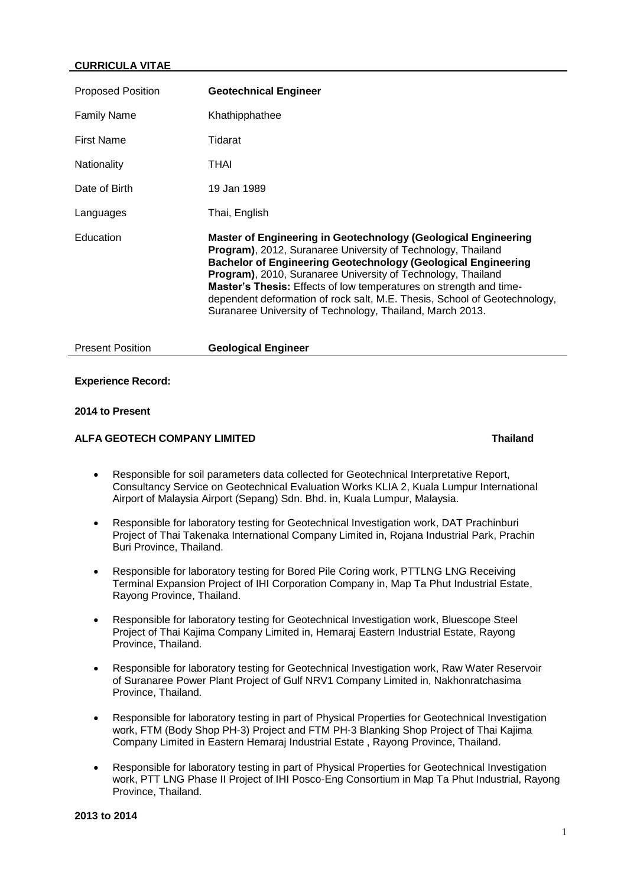**CURRICULA VITAE**

| Proposed Position | **Geotechnical Engineer** |
|---|---|
| Family Name | Khathipphathee |
| First Name | Tidarat |
| Nationality | THAI |
| Date of Birth | 19 Jan 1989 |
| Languages | Thai, English |
| Education | **Master of Engineering in Geotechnology (Geological Engineering Program)**, 2012, Suranaree University of Technology, Thailand<br>**Bachelor of Engineering Geotechnology (Geological Engineering Program)**, 2010, Suranaree University of Technology, Thailand<br>**Master's Thesis:** Effects of low temperatures on strength and time-dependent deformation of rock salt, M.E. Thesis, School of Geotechnology, Suranaree University of Technology, Thailand, March 2013. |
| Present Position | **Geological Engineer** |

**Experience Record:**

**2014 to Present**

**ALFA GEOTECH COMPANY LIMITED** **Thailand**

- Responsible for soil parameters data collected for Geotechnical Interpretative Report, Consultancy Service on Geotechnical Evaluation Works KLIA 2, Kuala Lumpur International Airport of Malaysia Airport (Sepang) Sdn. Bhd. in, Kuala Lumpur, Malaysia.
- Responsible for laboratory testing for Geotechnical Investigation work, DAT Prachinburi Project of Thai Takenaka International Company Limited in, Rojana Industrial Park, Prachin Buri Province, Thailand.
- Responsible for laboratory testing for Bored Pile Coring work, PTTLNG LNG Receiving Terminal Expansion Project of IHI Corporation Company in, Map Ta Phut Industrial Estate, Rayong Province, Thailand.
- Responsible for laboratory testing for Geotechnical Investigation work, Bluescope Steel Project of Thai Kajima Company Limited in, Hemaraj Eastern Industrial Estate, Rayong Province, Thailand.
- Responsible for laboratory testing for Geotechnical Investigation work, Raw Water Reservoir of Suranaree Power Plant Project of Gulf NRV1 Company Limited in, Nakhonratchasima Province, Thailand.
- Responsible for laboratory testing in part of Physical Properties for Geotechnical Investigation work, FTM (Body Shop PH-3) Project and FTM PH-3 Blanking Shop Project of Thai Kajima Company Limited in Eastern Hemaraj Industrial Estate , Rayong Province, Thailand.
- Responsible for laboratory testing in part of Physical Properties for Geotechnical Investigation work, PTT LNG Phase II Project of IHI Posco-Eng Consortium in Map Ta Phut Industrial, Rayong Province, Thailand.

**2013 to 2014**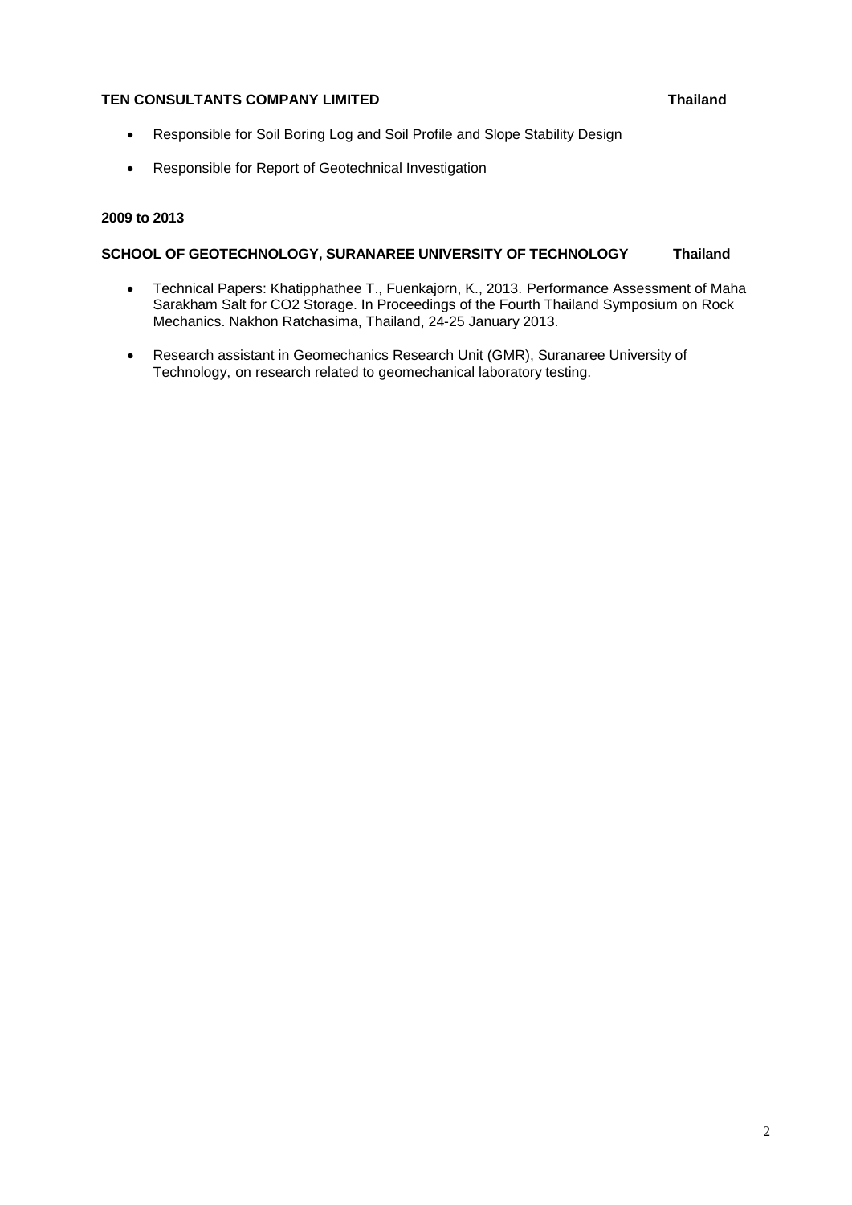**TEN CONSULTANTS COMPANY LIMITED** **Thailand**

- Responsible for Soil Boring Log and Soil Profile and Slope Stability Design
- Responsible for Report of Geotechnical Investigation

**2009 to 2013**

**SCHOOL OF GEOTECHNOLOGY, SURANAREE UNIVERSITY OF TECHNOLOGY** **Thailand**

- Technical Papers: Khatipphathee T., Fuenkajorn, K., 2013. Performance Assessment of Maha Sarakham Salt for $CO_2$ Storage. In Proceedings of the Fourth Thailand Symposium on Rock Mechanics. Nakhon Ratchasima, Thailand, 24-25 January 2013.
- Research assistant in Geomechanics Research Unit (GMR), Suranaree University of Technology, on research related to geomechanical laboratory testing.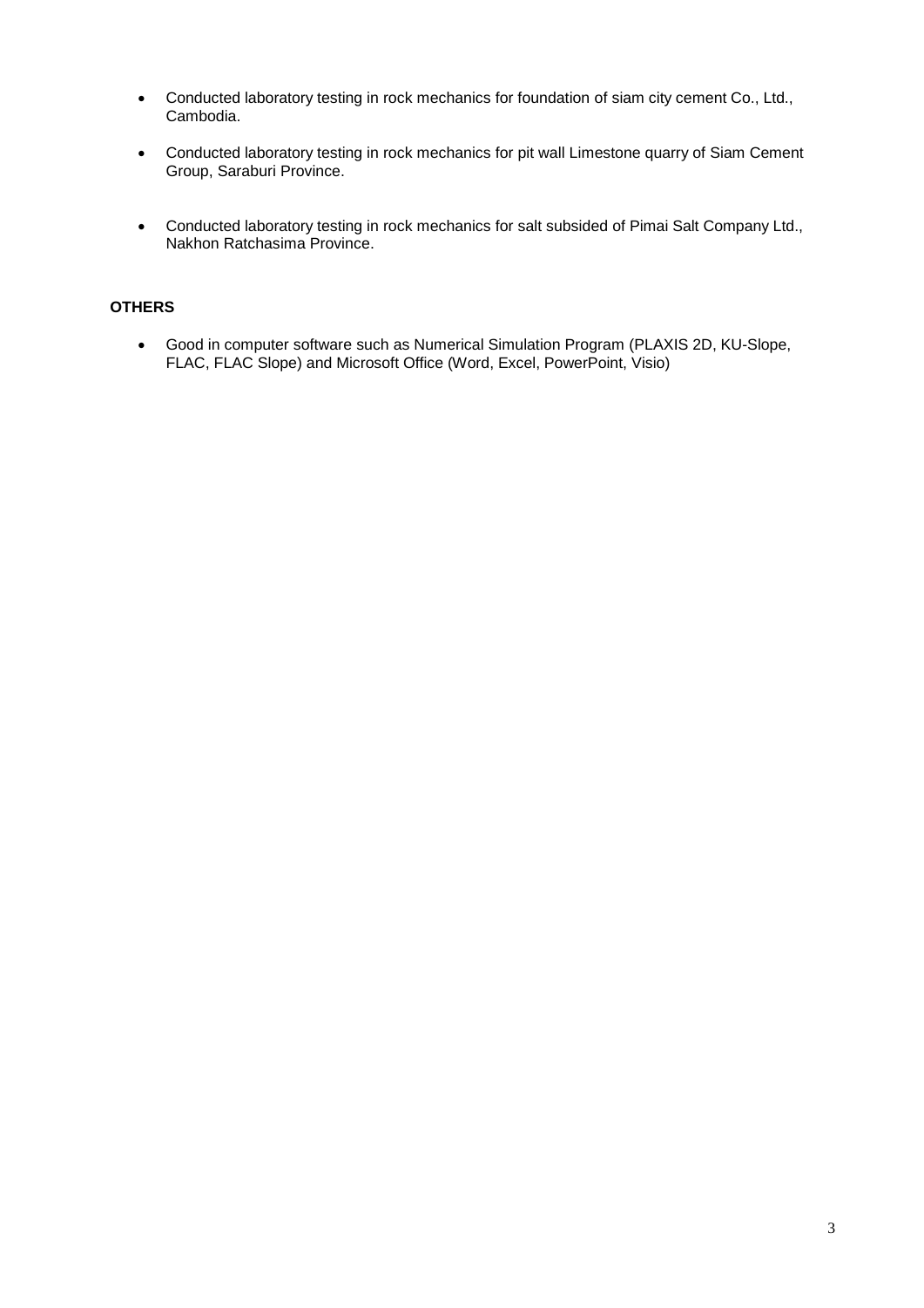- Conducted laboratory testing in rock mechanics for foundation of siam city cement Co., Ltd., Cambodia.
- Conducted laboratory testing in rock mechanics for pit wall Limestone quarry of Siam Cement Group, Saraburi Province.
- Conducted laboratory testing in rock mechanics for salt subsided of Pimai Salt Company Ltd., Nakhon Ratchasima Province.

**OTHERS**

- Good in computer software such as Numerical Simulation Program (PLAXIS 2D, KU-Slope, FLAC, FLAC Slope) and Microsoft Office (Word, Excel, PowerPoint, Visio)